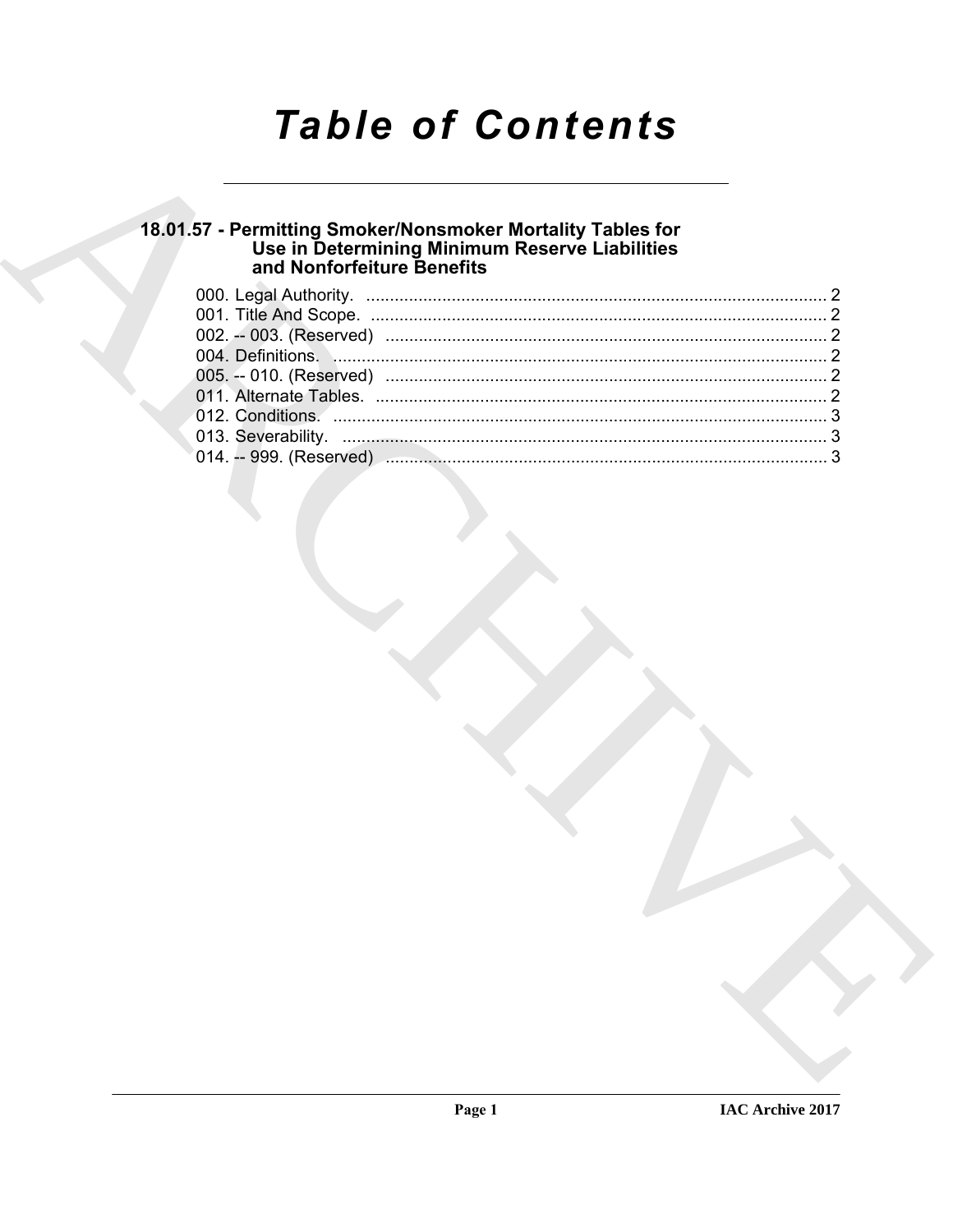# Table of Contents

## 18.01.57 - Permitting Smoker/Nonsmoker Mortality Tables for Use in Determining Minimum Reserve Liabilities and Nonforfeiture Benefits

000. Legal Authority. ........................................................................................ 2
001. Title And Scope. ........................................................................................ 2
002. -- 003. (Reserved) ........................................................................................ 2
004. Definitions. ........................................................................................ 2
005. -- 010. (Reserved) ........................................................................................ 2
011. Alternate Tables. ........................................................................................ 2
012. Conditions. ........................................................................................ 3
013. Severability. ........................................................................................ 3
014. -- 999. (Reserved) ........................................................................................ 3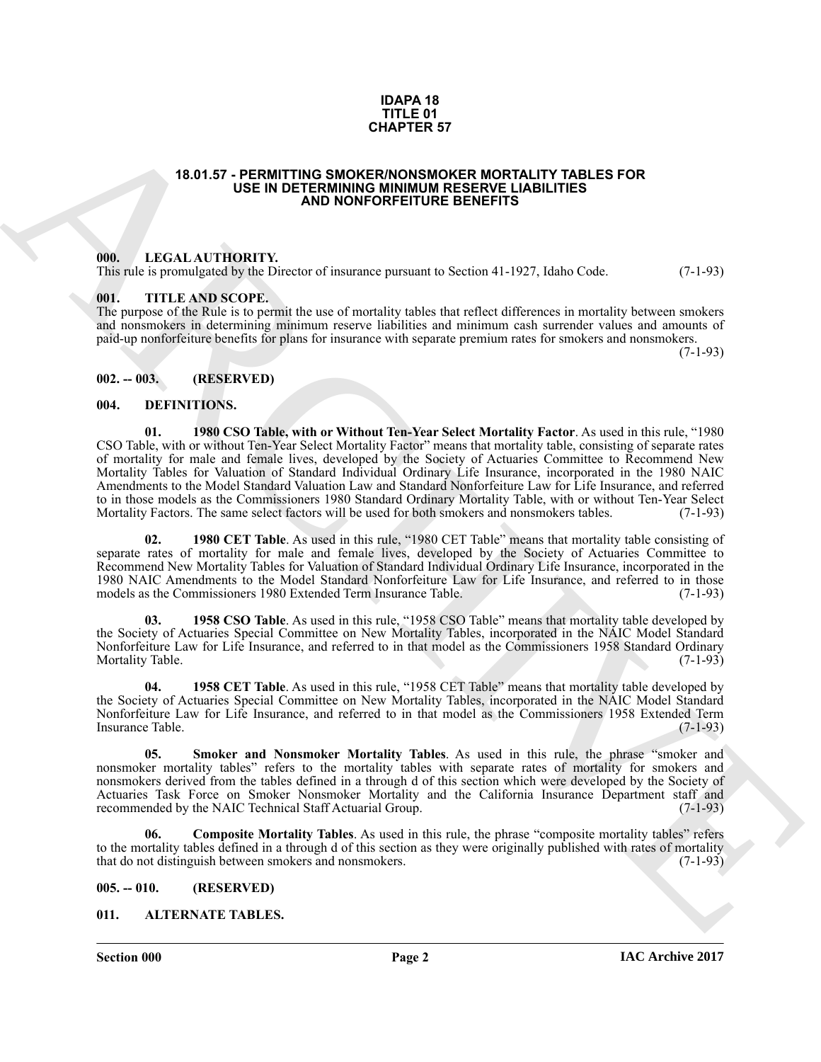**IDAPA 18**
**TITLE 01**
**CHAPTER 57**

# 18.01.57 - PERMITTING SMOKER/NONSMOKER MORTALITY TABLES FOR USE IN DETERMINING MINIMUM RESERVE LIABILITIES AND NONFORFEITURE BENEFITS

## 000. LEGAL AUTHORITY.

This rule is promulgated by the Director of insurance pursuant to Section 41-1927, Idaho Code. (7-1-93)

## 001. TITLE AND SCOPE.

The purpose of the Rule is to permit the use of mortality tables that reflect differences in mortality between smokers and nonsmokers in determining minimum reserve liabilities and minimum cash surrender values and amounts of paid-up nonforfeiture benefits for plans for insurance with separate premium rates for smokers and nonsmokers. (7-1-93)

## 002. -- 003. (RESERVED)

## 004. DEFINITIONS.

**01. 1980 CSO Table, with or Without Ten-Year Select Mortality Factor**. As used in this rule, "1980 CSO Table, with or without Ten-Year Select Mortality Factor" means that mortality table, consisting of separate rates of mortality for male and female lives, developed by the Society of Actuaries Committee to Recommend New Mortality Tables for Valuation of Standard Individual Ordinary Life Insurance, incorporated in the 1980 NAIC Amendments to the Model Standard Valuation Law and Standard Nonforfeiture Law for Life Insurance, and referred to in those models as the Commissioners 1980 Standard Ordinary Mortality Table, with or without Ten-Year Select Mortality Factors. The same select factors will be used for both smokers and nonsmokers tables. (7-1-93)

**02. 1980 CET Table**. As used in this rule, "1980 CET Table" means that mortality table consisting of separate rates of mortality for male and female lives, developed by the Society of Actuaries Committee to Recommend New Mortality Tables for Valuation of Standard Individual Ordinary Life Insurance, incorporated in the 1980 NAIC Amendments to the Model Standard Nonforfeiture Law for Life Insurance, and referred to in those models as the Commissioners 1980 Extended Term Insurance Table. (7-1-93)

**03. 1958 CSO Table**. As used in this rule, "1958 CSO Table" means that mortality table developed by the Society of Actuaries Special Committee on New Mortality Tables, incorporated in the NAIC Model Standard Nonforfeiture Law for Life Insurance, and referred to in that model as the Commissioners 1958 Standard Ordinary Mortality Table. (7-1-93)

**04. 1958 CET Table**. As used in this rule, "1958 CET Table" means that mortality table developed by the Society of Actuaries Special Committee on New Mortality Tables, incorporated in the NAIC Model Standard Nonforfeiture Law for Life Insurance, and referred to in that model as the Commissioners 1958 Extended Term Insurance Table. (7-1-93)

**05. Smoker and Nonsmoker Mortality Tables**. As used in this rule, the phrase "smoker and nonsmoker mortality tables" refers to the mortality tables with separate rates of mortality for smokers and nonsmokers derived from the tables defined in a through d of this section which were developed by the Society of Actuaries Task Force on Smoker Nonsmoker Mortality and the California Insurance Department staff and recommended by the NAIC Technical Staff Actuarial Group. (7-1-93)

**06. Composite Mortality Tables**. As used in this rule, the phrase "composite mortality tables" refers to the mortality tables defined in a through d of this section as they were originally published with rates of mortality that do not distinguish between smokers and nonsmokers. (7-1-93)

## 005. -- 010. (RESERVED)

## 011. ALTERNATE TABLES.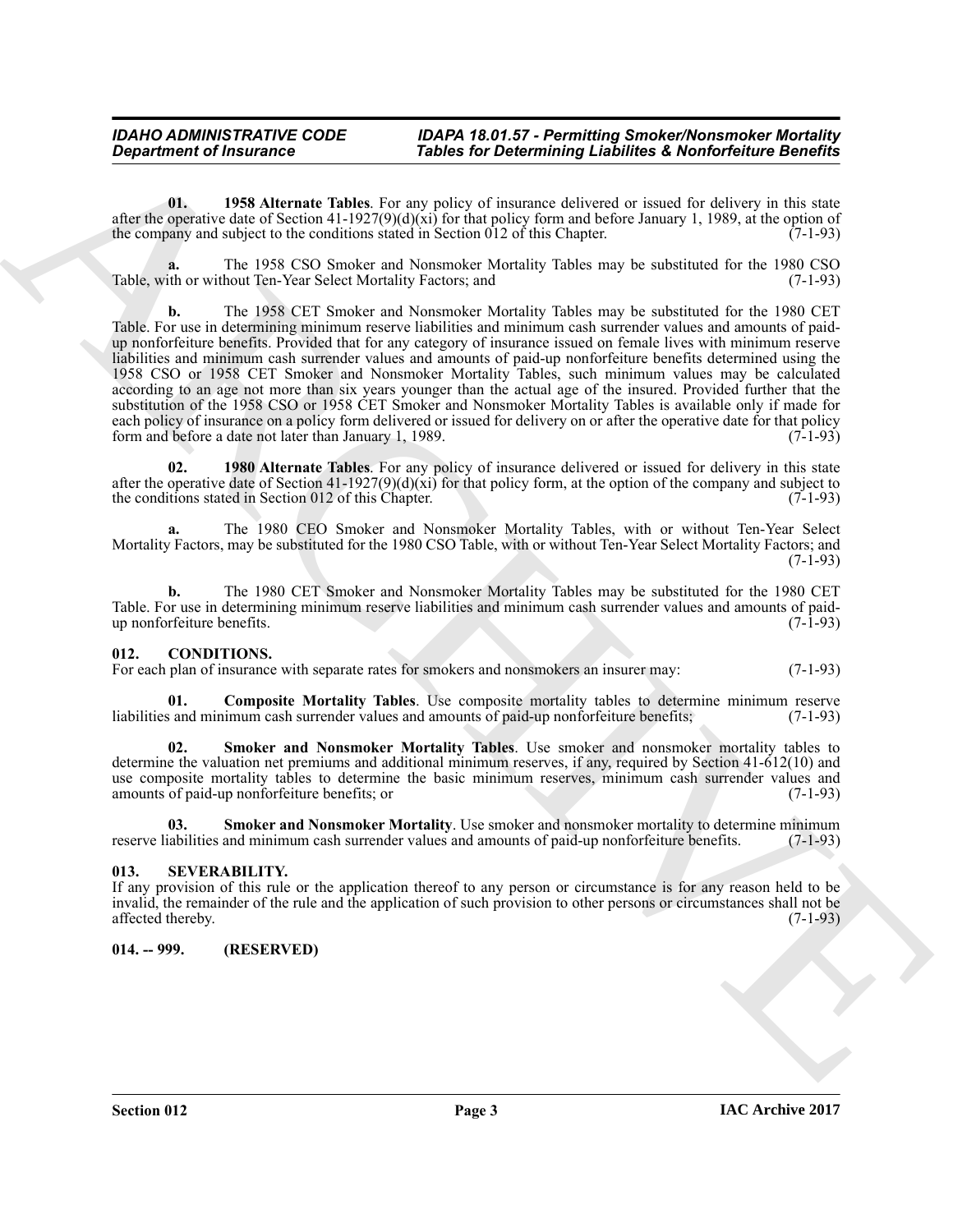**01. 1958 Alternate Tables**. For any policy of insurance delivered or issued for delivery in this state after the operative date of Section 41-1927(9)(d)(xi) for that policy form and before January 1, 1989, at the option of the company and subject to the conditions stated in Section 012 of this Chapter. (7-1-93)

**a.** The 1958 CSO Smoker and Nonsmoker Mortality Tables may be substituted for the 1980 CSO Table, with or without Ten-Year Select Mortality Factors; and (7-1-93)

**b.** The 1958 CET Smoker and Nonsmoker Mortality Tables may be substituted for the 1980 CET Table. For use in determining minimum reserve liabilities and minimum cash surrender values and amounts of paid-up nonforfeiture benefits. Provided that for any category of insurance issued on female lives with minimum reserve liabilities and minimum cash surrender values and amounts of paid-up nonforfeiture benefits determined using the 1958 CSO or 1958 CET Smoker and Nonsmoker Mortality Tables, such minimum values may be calculated according to an age not more than six years younger than the actual age of the insured. Provided further that the substitution of the 1958 CSO or 1958 CET Smoker and Nonsmoker Mortality Tables is available only if made for each policy of insurance on a policy form delivered or issued for delivery on or after the operative date for that policy form and before a date not later than January 1, 1989. (7-1-93)

**02. 1980 Alternate Tables**. For any policy of insurance delivered or issued for delivery in this state after the operative date of Section 41-1927(9)(d)(xi) for that policy form, at the option of the company and subject to the conditions stated in Section 012 of this Chapter. (7-1-93)

**a.** The 1980 CEO Smoker and Nonsmoker Mortality Tables, with or without Ten-Year Select Mortality Factors, may be substituted for the 1980 CSO Table, with or without Ten-Year Select Mortality Factors; and (7-1-93)

**b.** The 1980 CET Smoker and Nonsmoker Mortality Tables may be substituted for the 1980 CET Table. For use in determining minimum reserve liabilities and minimum cash surrender values and amounts of paid-up nonforfeiture benefits. (7-1-93)

## 012. CONDITIONS.

For each plan of insurance with separate rates for smokers and nonsmokers an insurer may: (7-1-93)

**01. Composite Mortality Tables**. Use composite mortality tables to determine minimum reserve liabilities and minimum cash surrender values and amounts of paid-up nonforfeiture benefits; (7-1-93)

**02. Smoker and Nonsmoker Mortality Tables**. Use smoker and nonsmoker mortality tables to determine the valuation net premiums and additional minimum reserves, if any, required by Section 41-612(10) and use composite mortality tables to determine the basic minimum reserves, minimum cash surrender values and amounts of paid-up nonforfeiture benefits; or (7-1-93)

**03. Smoker and Nonsmoker Mortality**. Use smoker and nonsmoker mortality to determine minimum reserve liabilities and minimum cash surrender values and amounts of paid-up nonforfeiture benefits. (7-1-93)

## 013. SEVERABILITY.

If any provision of this rule or the application thereof to any person or circumstance is for any reason held to be invalid, the remainder of the rule and the application of such provision to other persons or circumstances shall not be affected thereby. (7-1-93)

## 014. -- 999. (RESERVED)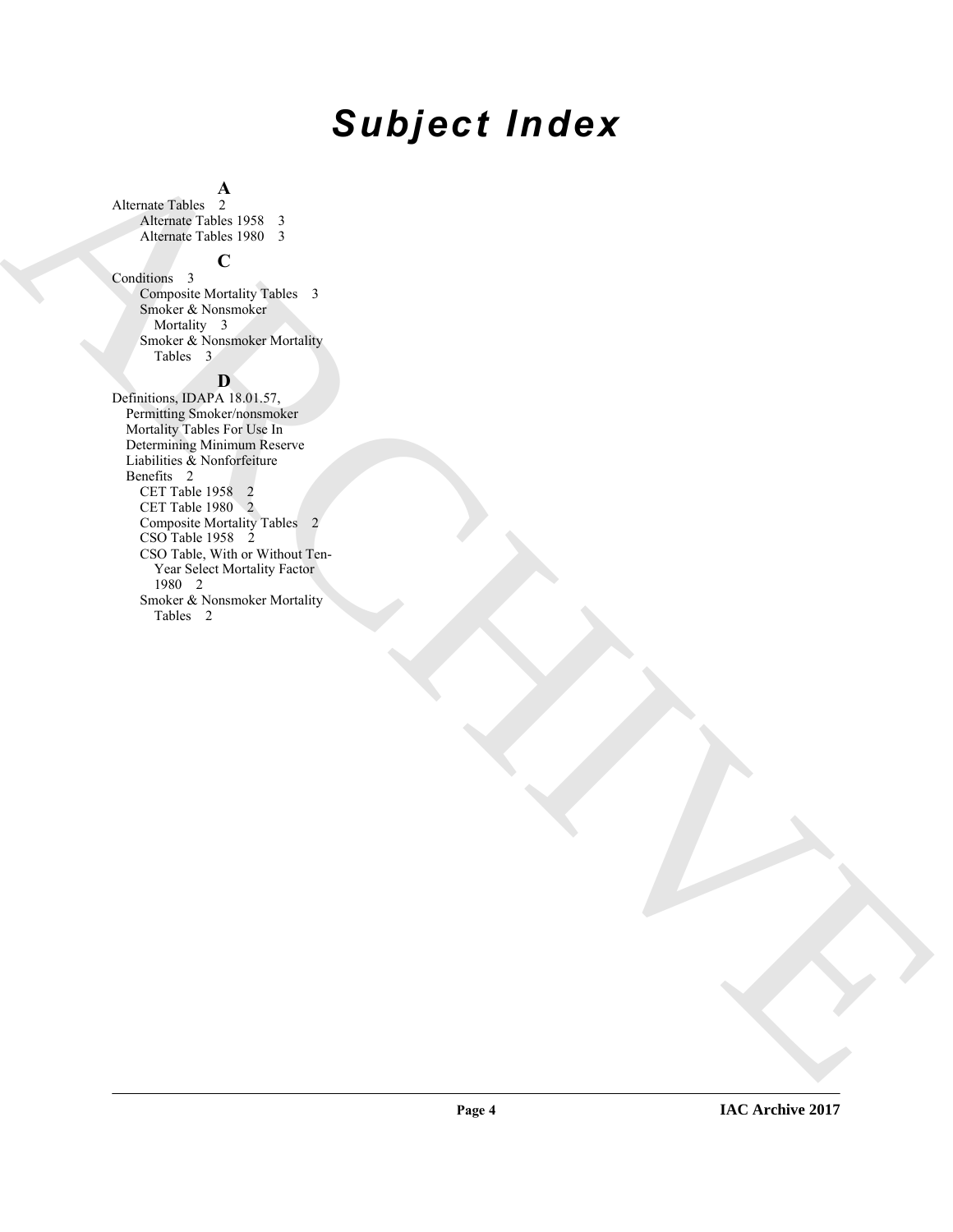# *Subject Index*

**A**

Alternate Tables 2
- Alternate Tables 1958 3
- Alternate Tables 1980 3

**C**

Conditions 3
- Composite Mortality Tables 3
- Smoker & Nonsmoker Mortality 3
- Smoker & Nonsmoker Mortality Tables 3

**D**

Definitions, IDAPA 18.01.57, Permitting Smoker/nonsmoker Mortality Tables For Use In Determining Minimum Reserve Liabilities & Nonforfeiture Benefits 2
- CET Table 1958 2
- CET Table 1980 2
- Composite Mortality Tables 2
- CSO Table 1958 2
- CSO Table, With or Without Ten-Year Select Mortality Factor 1980 2
- Smoker & Nonsmoker Mortality Tables 2